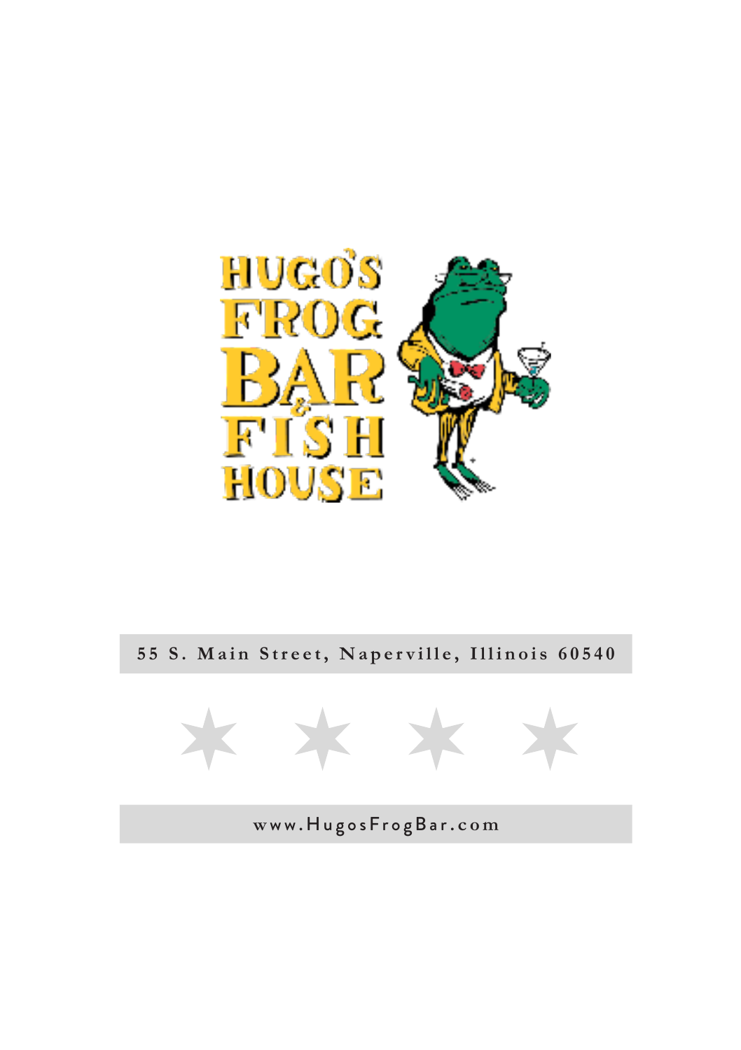# HUGO'S FROG BAR & FISH HOUSE

55 S. Main Street, Naperville, Illinois 60540

www.HugosFrogBar.com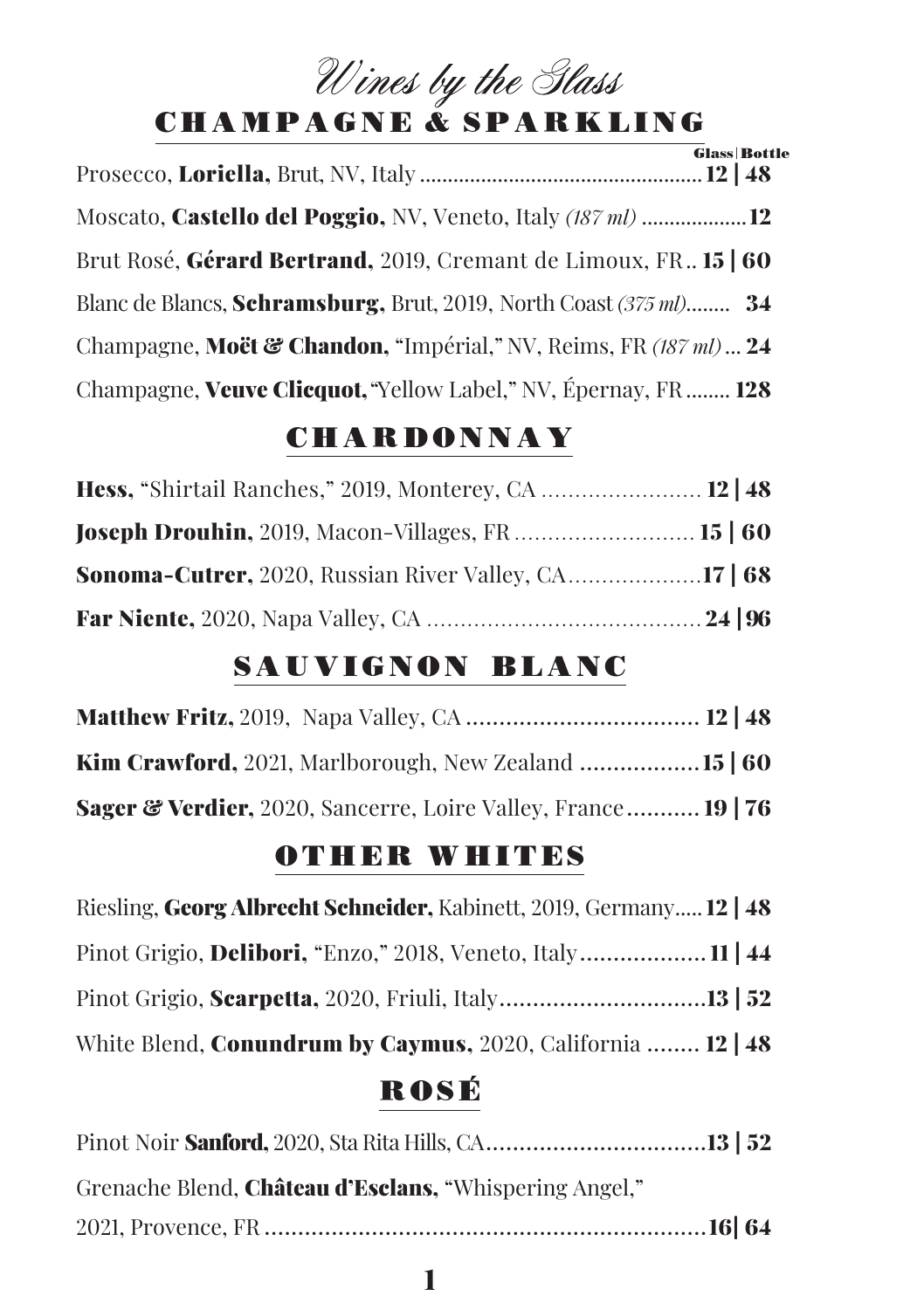# Wines by the Glass

## CHAMPAGNE & SPARKLING

**Glass | Bottle**

Prosecco, **Loriella,** Brut, NV, Italy .................................................. **12 | 48**

Moscato, **Castello del Poggio,** NV, Veneto, Italy *(187 ml)* .................. **12**

Brut Rosé, **Gérard Bertrand,** 2019, Cremant de Limoux, FR .. **15 | 60**

Blanc de Blancs, **Schramsburg,** Brut, 2019, North Coast *(375 ml)*........ **34**

Champagne, **Moët & Chandon,** "Impérial," NV, Reims, FR *(187 ml)* ... **24**

Champagne, **Veuve Clicquot,** "Yellow Label," NV, Épernay, FR ........ **128**

## CHARDONNAY

**Hess,** "Shirtail Ranches," 2019, Monterey, CA ........................ **12 | 48**

**Joseph Drouhin,** 2019, Macon-Villages, FR ........................... **15 | 60**

**Sonoma-Cutrer,** 2020, Russian River Valley, CA.................... **17 | 68**

**Far Niente,** 2020, Napa Valley, CA ......................................... **24 | 96**

## SAUVIGNON BLANC

**Matthew Fritz,** 2019, Napa Valley, CA .................................. **12 | 48**

**Kim Crawford,** 2021, Marlborough, New Zealand .................. **15 | 60**

**Sager & Verdier,** 2020, Sancerre, Loire Valley, France........... **19 | 76**

## OTHER WHITES

Riesling, **Georg Albrecht Schneider,** Kabinett, 2019, Germany..... **12 | 48**

Pinot Grigio, **Delibori,** "Enzo," 2018, Veneto, Italy................... **11 | 44**

Pinot Grigio, **Scarpetta,** 2020, Friuli, Italy............................... **13 | 52**

White Blend, **Conundrum by Caymus,** 2020, California ........ **12 | 48**

## ROSÉ

Pinot Noir **Sanford,** 2020, Sta Rita Hills, CA................................. **13 | 52**

Grenache Blend, **Château d'Esclans,** "Whispering Angel," 2021, Provence, FR ................................................................... **16 | 64**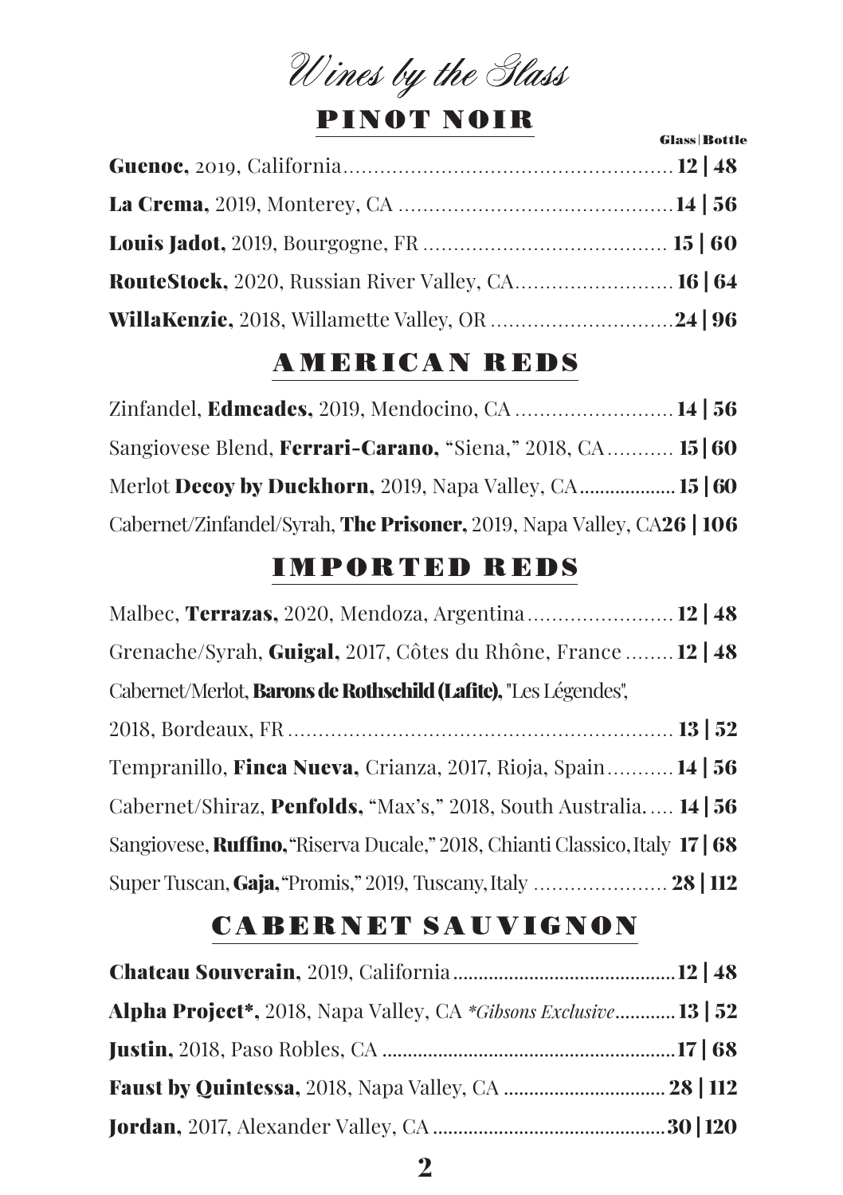# *Wines by the Glass*

## PINOT NOIR

Glass | Bottle

**Guenoc,** 2019, California ........................................................ **12 | 48**

**La Crema,** 2019, Monterey, CA ............................................... **14 | 56**

**Louis Jadot,** 2019, Bourgogne, FR .......................................... **15 | 60**

**RouteStock,** 2020, Russian River Valley, CA............................ **16 | 64**

**WillaKenzie,** 2018, Willamette Valley, OR ................................ **24 | 96**

## AMERICAN REDS

Zinfandel, **Edmeades,** 2019, Mendocino, CA ............................ **14 | 56**

Sangiovese Blend, **Ferrari-Carano,** "Siena," 2018, CA ........... **15 | 60**

Merlot **Decoy by Duckhorn,** 2019, Napa Valley, CA.................. **15 | 60**

Cabernet/Zinfandel/Syrah, **The Prisoner,** 2019, Napa Valley, CA **26 | 106**

## IMPORTED REDS

Malbec, **Terrazas,** 2020, Mendoza, Argentina ........................ **12 | 48**

Grenache/Syrah, **Guigal,** 2017, Côtes du Rhône, France ........ **12 | 48**

Cabernet/Merlot, **Barons de Rothschild (Lafite),** "Les Légendes", 2018, Bordeaux, FR ................................................................ **13 | 52**

Tempranillo, **Finca Nueva,** Crianza, 2017, Rioja, Spain........... **14 | 56**

Cabernet/Shiraz, **Penfolds,** "Max's," 2018, South Australia..... **14 | 56**

Sangiovese, **Ruffino,** "Riserva Ducale," 2018, Chianti Classico, Italy **17 | 68**

Super Tuscan, **Gaja,** "Promis," 2019, Tuscany, Italy ...................... **28 | 112**

## CABERNET SAUVIGNON

**Chateau Souverain,** 2019, California ........................................... **12 | 48**

**Alpha Project*,** 2018, Napa Valley, CA *\*Gibsons Exclusive*........... **13 | 52**

**Justin,** 2018, Paso Robles, CA .......................................................... **17 | 68**

**Faust by Quintessa,** 2018, Napa Valley, CA ................................ **28 | 112**

**Jordan,** 2017, Alexander Valley, CA ............................................. **30 | 120**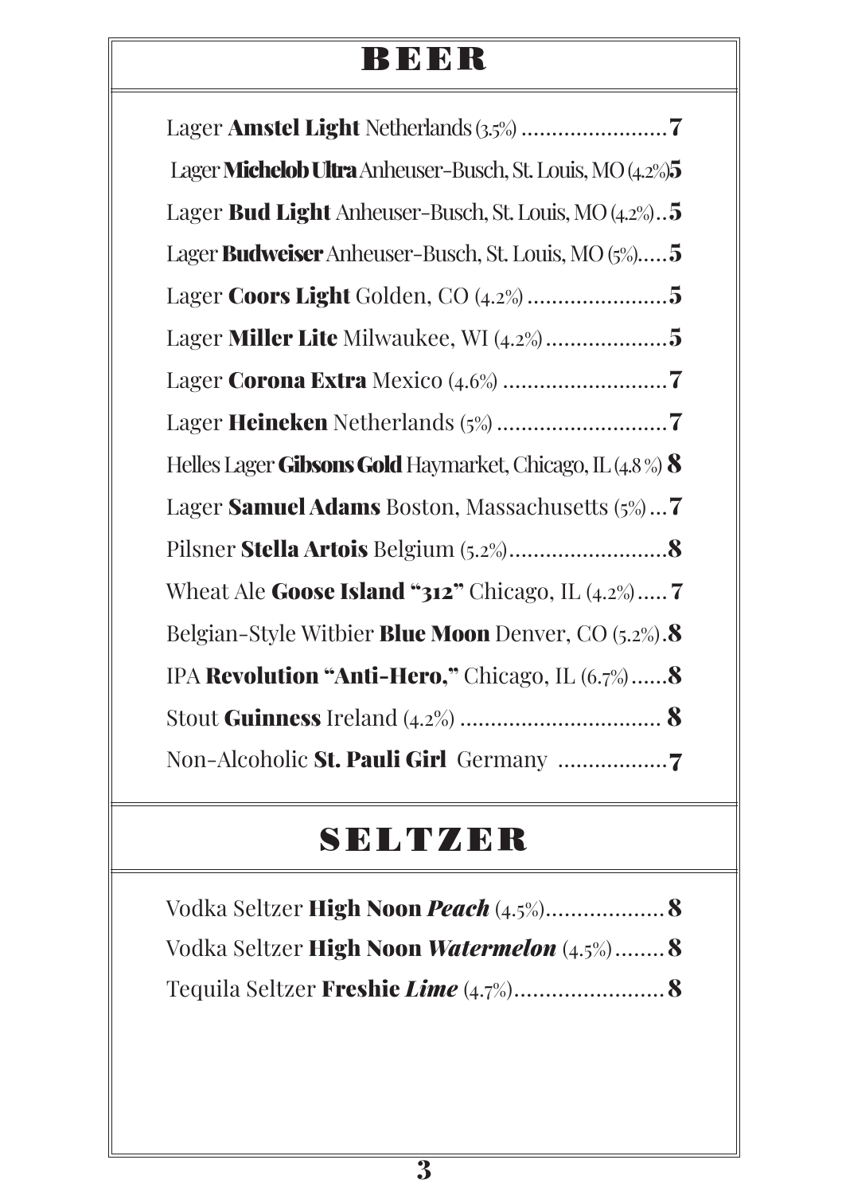# BEER

Lager **Amstel Light** Netherlands (3.5%) ........................ **7**

Lager **Michelob Ultra** Anheuser-Busch, St. Louis, MO (4.2%) **5**

Lager **Bud Light** Anheuser-Busch, St. Louis, MO (4.2%) .. **5**

Lager **Budweiser** Anheuser-Busch, St. Louis, MO (5%)..... **5**

Lager **Coors Light** Golden, CO (4.2%) ....................... **5**

Lager **Miller Lite** Milwaukee, WI (4.2%) .................... **5**

Lager **Corona Extra** Mexico (4.6%) ........................... **7**

Lager **Heineken** Netherlands (5%) ............................ **7**

Helles Lager **Gibsons Gold** Haymarket, Chicago, IL (4.8 %) **8**

Lager **Samuel Adams** Boston, Massachusetts (5%) ... **7**

Pilsner **Stella Artois** Belgium (5.2%).......................... **8**

Wheat Ale **Goose Island "312"** Chicago, IL (4.2%) ..... **7**

Belgian-Style Witbier **Blue Moon** Denver, CO (5.2%). **8**

IPA **Revolution "Anti-Hero,"** Chicago, IL (6.7%) ...... **8**

Stout **Guinness** Ireland (4.2%) ................................ **8**

Non-Alcoholic **St. Pauli Girl** Germany ................. **7**

# SELTZER

Vodka Seltzer **High Noon *Peach*** (4.5%)................... **8**

Vodka Seltzer **High Noon *Watermelon*** (4.5%) ........ **8**

Tequila Seltzer **Freshie *Lime*** (4.7%)......................... **8**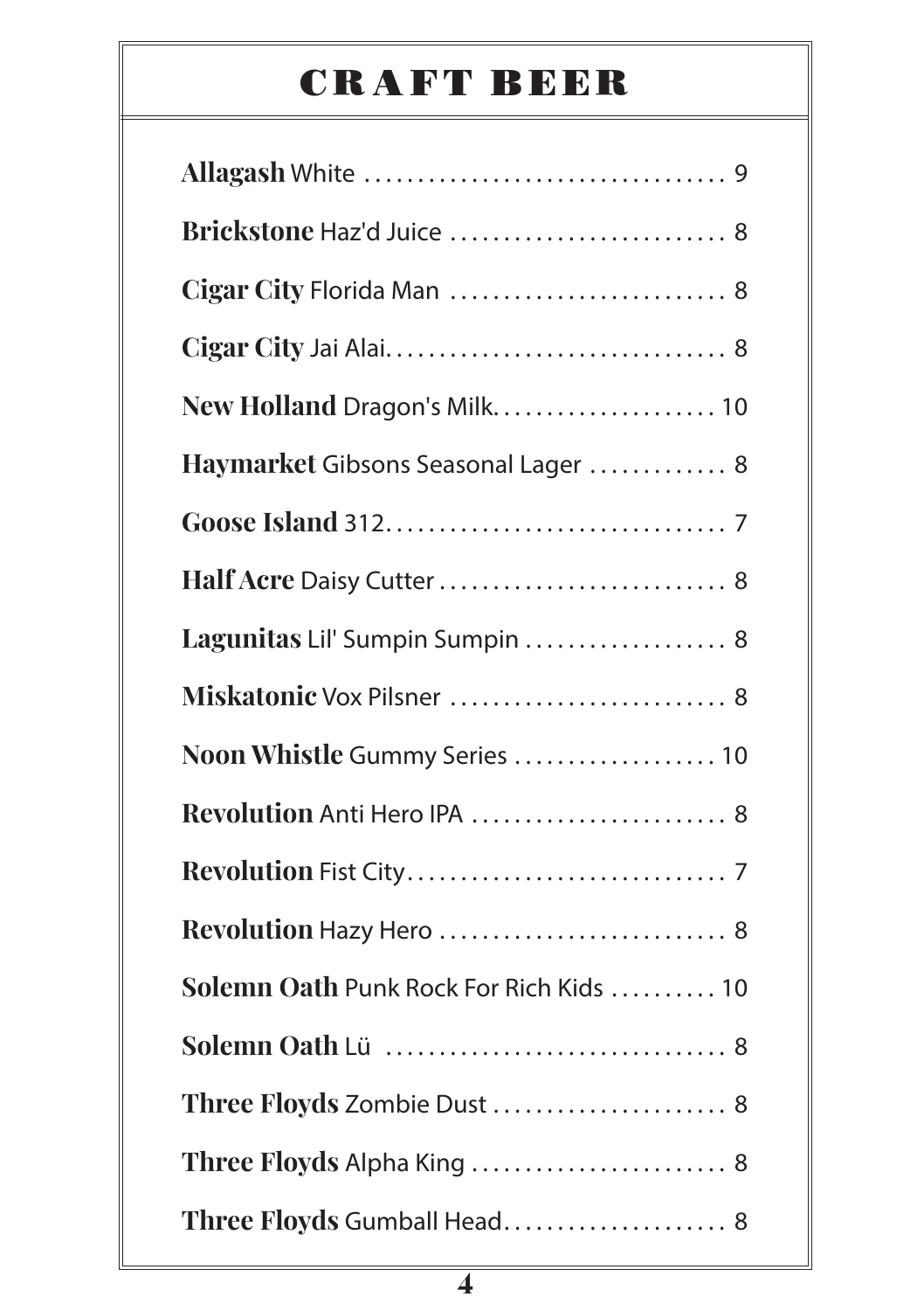# CRAFT BEER

**Allagash** White .................................. 9

**Brickstone** Haz'd Juice .......................... 8

**Cigar City** Florida Man .......................... 8

**Cigar City** Jai Alai................................ 8

**New Holland** Dragon's Milk..................... 10

**Haymarket** Gibsons Seasonal Lager ............. 8

**Goose Island** 312................................ 7

**Half Acre** Daisy Cutter ........................... 8

**Lagunitas** Lil' Sumpin Sumpin ................... 8

**Miskatonic** Vox Pilsner .......................... 8

**Noon Whistle** Gummy Series ................... 10

**Revolution** Anti Hero IPA ........................ 8

**Revolution** Fist City.............................. 7

**Revolution** Hazy Hero ........................... 8

**Solemn Oath** Punk Rock For Rich Kids .......... 10

**Solemn Oath** Lü ................................ 8

**Three Floyds** Zombie Dust ...................... 8

**Three Floyds** Alpha King ........................ 8

**Three Floyds** Gumball Head..................... 8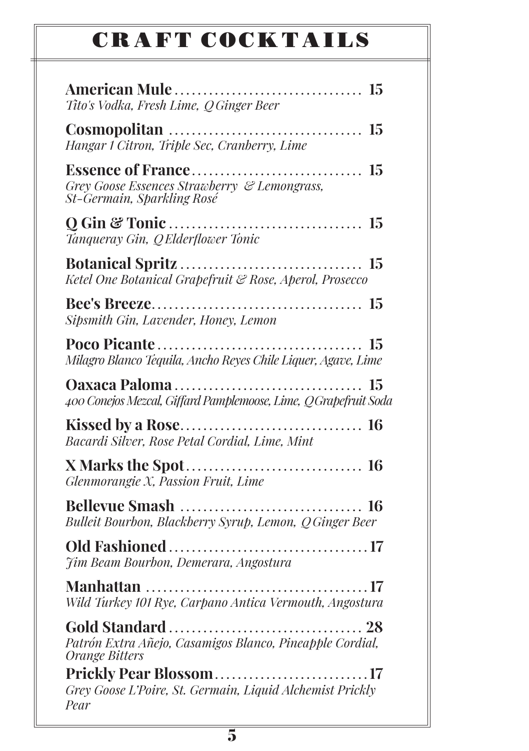# CRAFT COCKTAILS

**American Mule** ................................ 15
*Tito's Vodka, Fresh Lime, Q Ginger Beer*

**Cosmopolitan** ................................ 15
*Hangar 1 Citron, Triple Sec, Cranberry, Lime*

**Essence of France** ................................ 15
*Grey Goose Essences Strawberry & Lemongrass, St-Germain, Sparkling Rosé*

**Q Gin & Tonic** ................................ 15
*Tanqueray Gin, Q Elderflower Tonic*

**Botanical Spritz** ................................ 15
*Ketel One Botanical Grapefruit & Rose, Aperol, Prosecco*

**Bee's Breeze** ................................ 15
*Sipsmith Gin, Lavender, Honey, Lemon*

**Poco Picante** ................................ 15
*Milagro Blanco Tequila, Ancho Reyes Chile Liquer, Agave, Lime*

**Oaxaca Paloma** ................................ 15
*400 Conejos Mezcal, Giffard Pamplemoose, Lime, Q Grapefruit Soda*

**Kissed by a Rose** ................................ 16
*Bacardi Silver, Rose Petal Cordial, Lime, Mint*

**X Marks the Spot** ................................ 16
*Glenmorangie X, Passion Fruit, Lime*

**Bellevue Smash** ................................ 16
*Bulleit Bourbon, Blackberry Syrup, Lemon, Q Ginger Beer*

**Old Fashioned** ................................ 17
*Jim Beam Bourbon, Demerara, Angostura*

**Manhattan** ................................ 17
*Wild Turkey 101 Rye, Carpano Antica Vermouth, Angostura*

**Gold Standard** ................................ 28
*Patrón Extra Añejo, Casamigos Blanco, Pineapple Cordial, Orange Bitters*

**Prickly Pear Blossom** ................................ 17
*Grey Goose L'Poire, St. Germain, Liquid Alchemist Prickly Pear*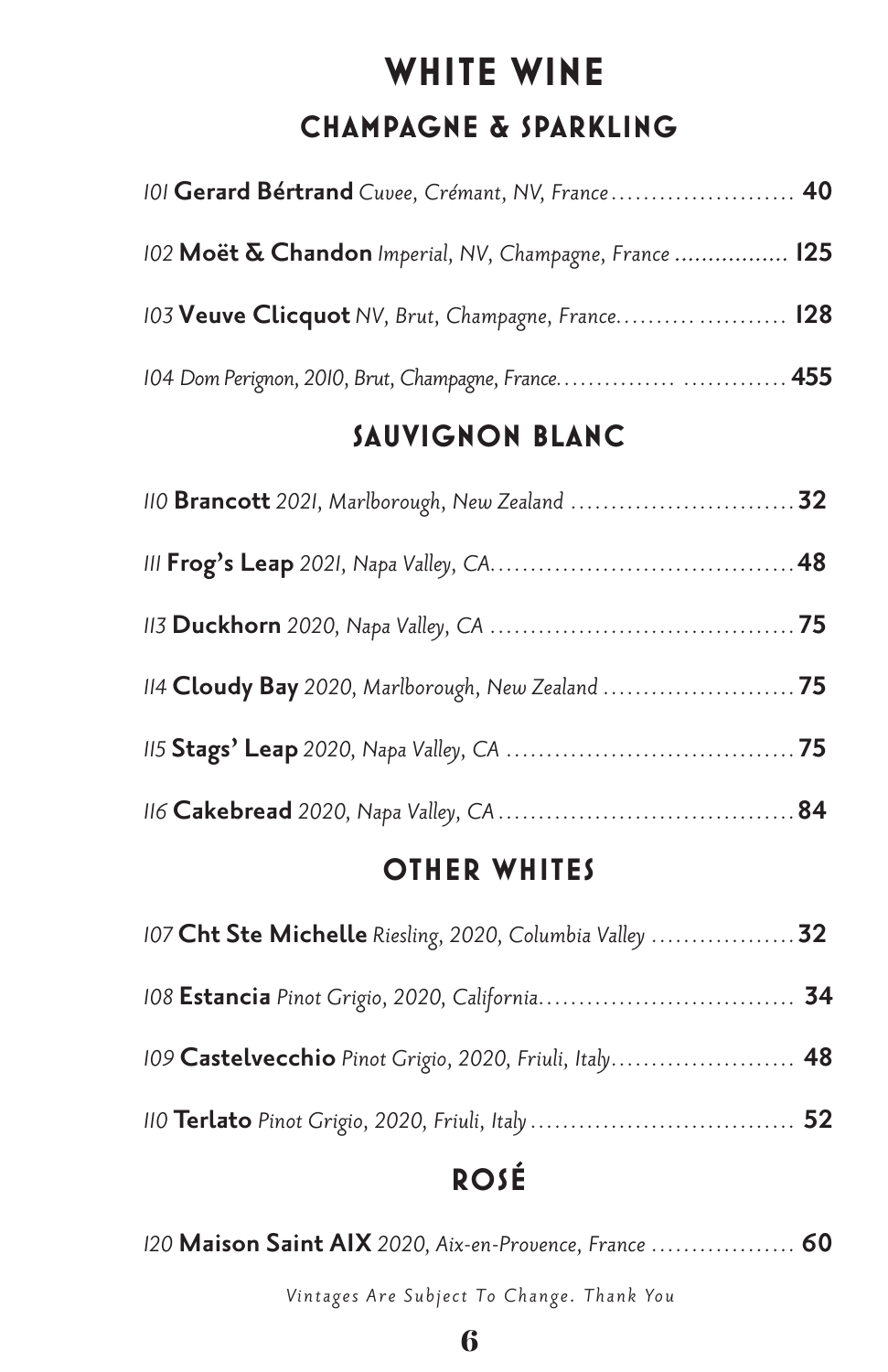# WHITE WINE

## CHAMPAGNE & SPARKLING

*101* **Gerard Bértrand** *Cuvee, Crémant, NV, France* ....................... **40**

*102* **Moët & Chandon** *Imperial, NV, Champagne, France* ................ **125**

*103* **Veuve Clicquot** *NV, Brut, Champagne, France*....................... **128**

*104 Dom Perignon, 2010, Brut, Champagne, France*........................... **455**

## SAUVIGNON BLANC

*110* **Brancott** *2021, Marlborough, New Zealand* ............................ **32**

*111* **Frog's Leap** *2021, Napa Valley, CA*...................................... **48**

*113* **Duckhorn** *2020, Napa Valley, CA* ...................................... **75**

*114* **Cloudy Bay** *2020, Marlborough, New Zealand* ........................ **75**

*115* **Stags' Leap** *2020, Napa Valley, CA* .................................... **75**

*116* **Cakebread** *2020, Napa Valley, CA* ..................................... **84**

## OTHER WHITES

*107* **Cht Ste Michelle** *Riesling, 2020, Columbia Valley* .................. **32**

*108* **Estancia** *Pinot Grigio, 2020, California*................................ **34**

*109* **Castelvecchio** *Pinot Grigio, 2020, Friuli, Italy*....................... **48**

*110* **Terlato** *Pinot Grigio, 2020, Friuli, Italy* ................................. **52**

## ROSÉ

*120* **Maison Saint AIX** *2020, Aix-en-Provence, France* .................. **60**

*Vintages Are Subject To Change. Thank You*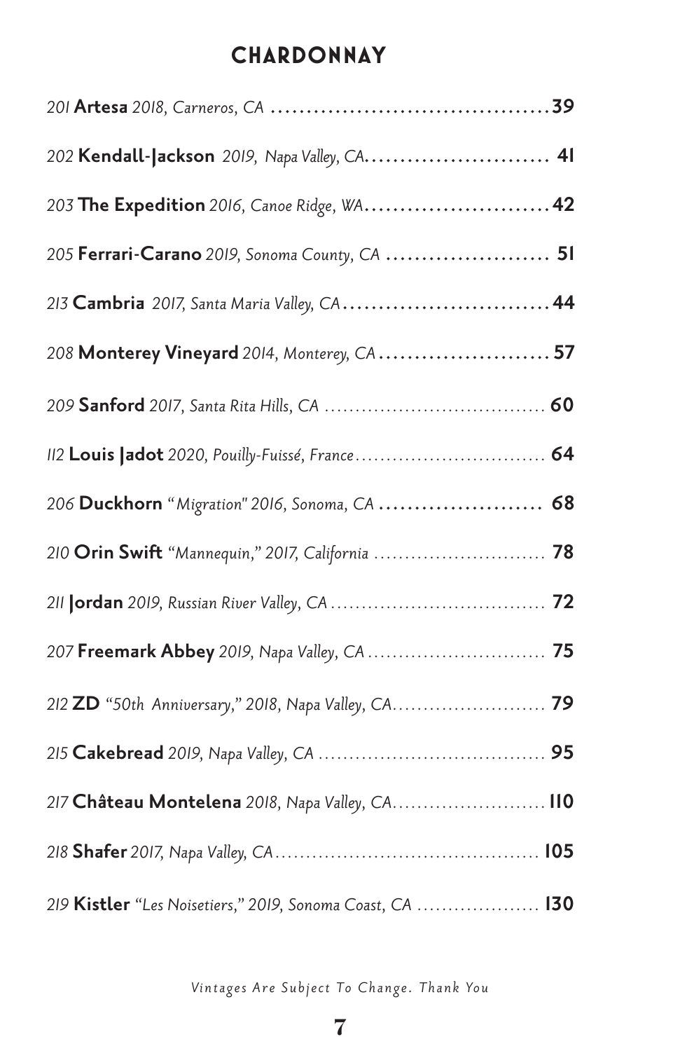## CHARDONNAY

*201* **Artesa** *2018, Carneros, CA* ........................................ **39**

*202* **Kendall-Jackson** *2019, Napa Valley, CA*.......................... **41**

*203* **The Expedition** *2016, Canoe Ridge, WA*.......................... **42**

*205* **Ferrari-Carano** *2019, Sonoma County, CA* ....................... **51**

*213* **Cambria** *2017, Santa Maria Valley, CA*.............................. **44**

*208* **Monterey Vineyard** *2014, Monterey, CA*........................ **57**

*209* **Sanford** *2017, Santa Rita Hills, CA* ................................... **60**

*112* **Louis Jadot** *2020, Pouilly-Fuissé, France*.............................. **64**

*206* **Duckhorn** *"Migration" 2016, Sonoma, CA* ....................... **68**

*210* **Orin Swift** *"Mannequin," 2017, California* ............................ **78**

*211* **Jordan** *2019, Russian River Valley, CA* .................................. **72**

*207* **Freemark Abbey** *2019, Napa Valley, CA* ............................. **75**

*212* **ZD** *"50th Anniversary," 2018, Napa Valley, CA*......................... **79**

*215* **Cakebread** *2019, Napa Valley, CA* ..................................... **95**

*217* **Château Montelena** *2018, Napa Valley, CA*......................... **110**

*218* **Shafer** *2017, Napa Valley, CA*........................................... **105**

*219* **Kistler** *"Les Noisetiers," 2019, Sonoma Coast, CA* .................... **130**

*Vintages Are Subject To Change. Thank You*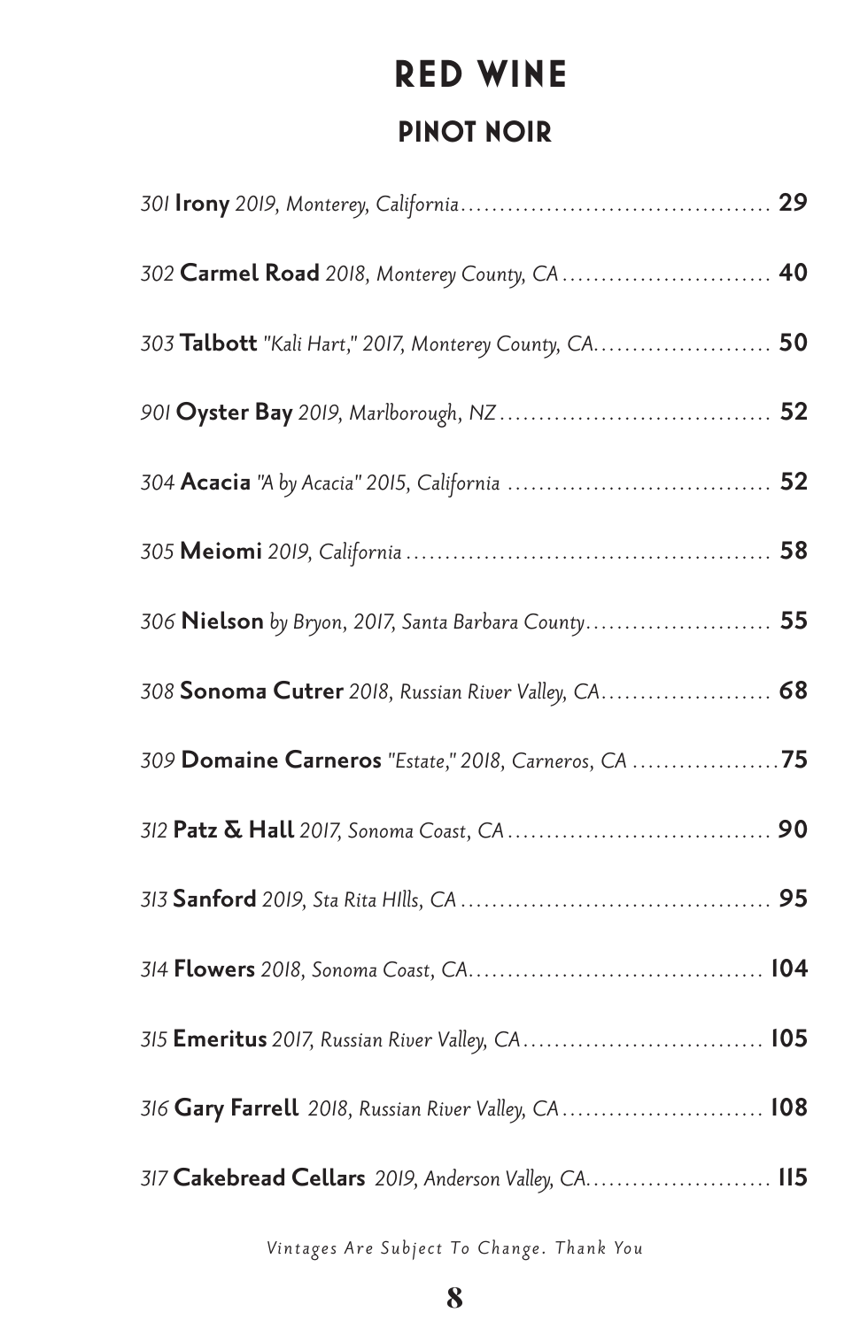# RED WINE

## PINOT NOIR

*301* **Irony** *2019, Monterey, California* ........ **29**

*302* **Carmel Road** *2018, Monterey County, CA* ........ **40**

*303* **Talbott** *"Kali Hart," 2017, Monterey County, CA* ........ **50**

*901* **Oyster Bay** *2019, Marlborough, NZ* ........ **52**

*304* **Acacia** *"A by Acacia" 2015, California* ........ **52**

*305* **Meiomi** *2019, California* ........ **58**

*306* **Nielson** *by Bryon, 2017, Santa Barbara County* ........ **55**

*308* **Sonoma Cutrer** *2018, Russian River Valley, CA* ........ **68**

*309* **Domaine Carneros** *"Estate," 2018, Carneros, CA* ........ **75**

*312* **Patz & Hall** *2017, Sonoma Coast, CA* ........ **90**

*313* **Sanford** *2019, Sta Rita HIlls, CA* ........ **95**

*314* **Flowers** *2018, Sonoma Coast, CA* ........ **104**

*315* **Emeritus** *2017, Russian River Valley, CA* ........ **105**

*316* **Gary Farrell** *2018, Russian River Valley, CA* ........ **108**

*317* **Cakebread Cellars** *2019, Anderson Valley, CA* ........ **115**

*Vintages Are Subject To Change. Thank You*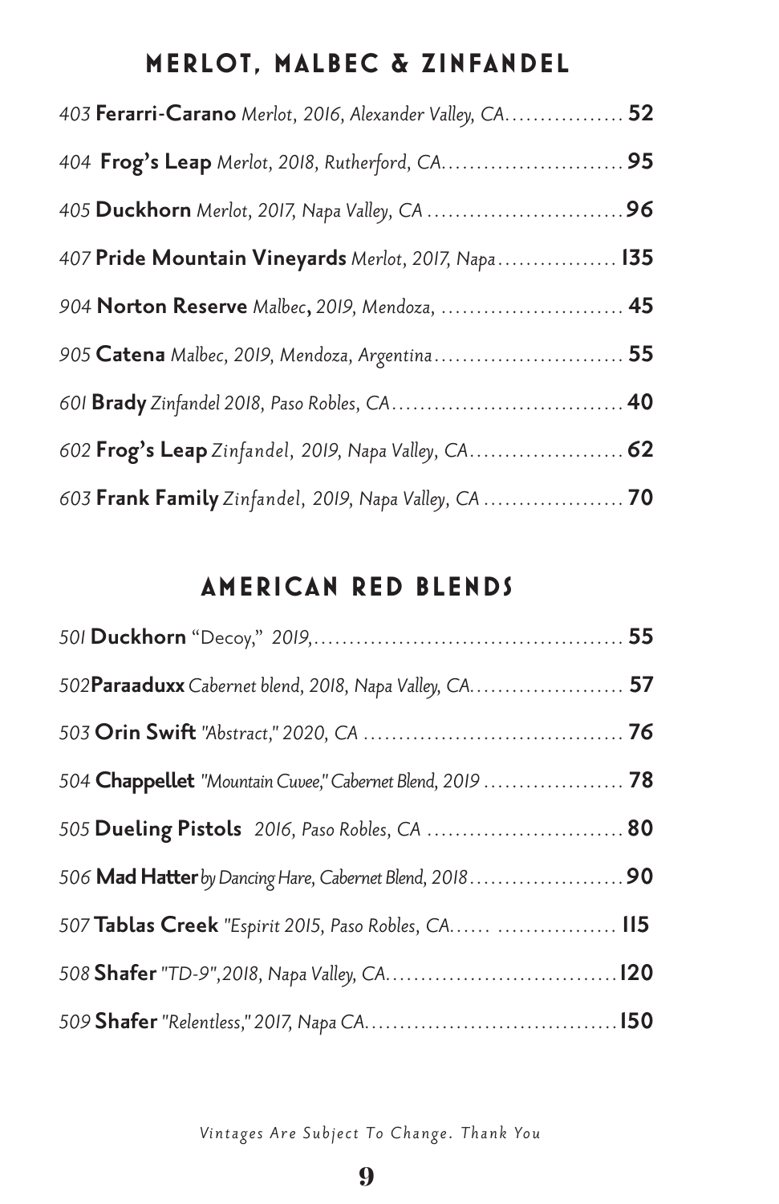## MERLOT, MALBEC & ZINFANDEL

*403* **Ferarri-Carano** *Merlot, 2016, Alexander Valley, CA*................ **52**

*404* **Frog's Leap** *Merlot, 2018, Rutherford, CA*.......................... **95**

*405* **Duckhorn** *Merlot, 2017, Napa Valley, CA* ............................ **96**

*407* **Pride Mountain Vineyards** *Merlot, 2017, Napa*................. **135**

*904* **Norton Reserve** *Malbec*, *2019, Mendoza,* .......................... **45**

*905* **Catena** *Malbec, 2019, Mendoza, Argentina*........................... **55**

*601* **Brady** *Zinfandel 2018, Paso Robles, CA*................................ **40**

*602* **Frog's Leap** *Zinfandel, 2019, Napa Valley, CA*...................... **62**

*603* **Frank Family** *Zinfandel, 2019, Napa Valley, CA* .................... **70**

## AMERICAN RED BLENDS

*501* **Duckhorn** "Decoy," *2019,*............................................ **55**

*502***Paraaduxx** *Cabernet blend, 2018, Napa Valley, CA*...................... **57**

*503* **Orin Swift** *"Abstract," 2020, CA* ..................................... **76**

*504* **Chappellet** *"Mountain Cuvee," Cabernet Blend, 2019* .................... **78**

*505* **Dueling Pistols** *2016, Paso Robles, CA* ............................ **80**

*506* **Mad Hatter** *by Dancing Hare, Cabernet Blend, 2018*...................... **90**

*507* **Tablas Creek** *"Espirit 2015, Paso Robles, CA*...... ................. **115**

*508* **Shafer** *"TD-9",2018, Napa Valley, CA*................................ **120**

*509* **Shafer** *"Relentless," 2017, Napa CA*................................... **150**

*Vintages Are Subject To Change. Thank You*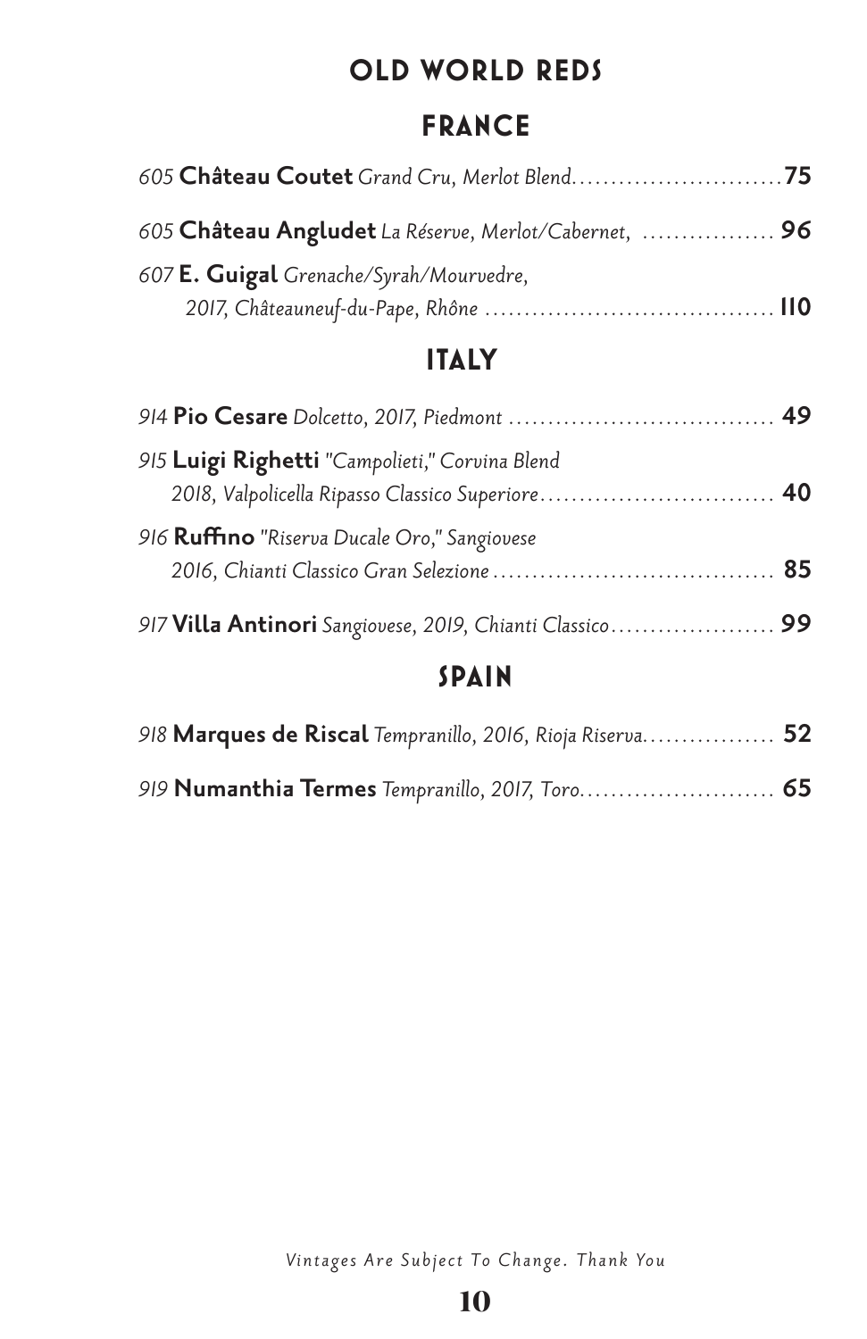# OLD WORLD REDS

## FRANCE

*605* **Château Coutet** *Grand Cru, Merlot Blend*.......................... **75**

*605* **Château Angludet** *La Réserve, Merlot/Cabernet,* ................ **96**

*607* **E. Guigal** *Grenache/Syrah/Mourvedre,*
*2017, Châteauneuf-du-Pape, Rhône* .................................... **110**

## ITALY

*914* **Pio Cesare** *Dolcetto, 2017, Piedmont* ................................. **49**

*915* **Luigi Righetti** *"Campolieti," Corvina Blend*
*2018, Valpolicella Ripasso Classico Superiore*.............................. **40**

*916* **Ruffino** *"Riserva Ducale Oro," Sangiovese*
*2016, Chianti Classico Gran Selezione* ................................... **85**

*917* **Villa Antinori** *Sangiovese, 2019, Chianti Classico*.................... **99**

## SPAIN

*918* **Marques de Riscal** *Tempranillo, 2016, Rioja Riserva*................ **52**

*919* **Numanthia Termes** *Tempranillo, 2017, Toro*........................ **65**

*Vintages Are Subject To Change. Thank You*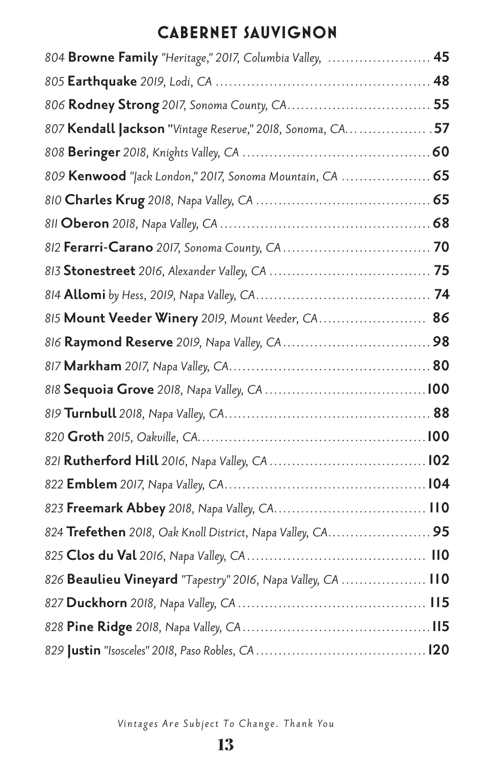## CABERNET SAUVIGNON

804 **Browne Family** *"Heritage," 2017, Columbia Valley,* ....................... **45**

805 **Earthquake** *2019, Lodi, CA* ................................................ **48**

806 **Rodney Strong** *2017, Sonoma County, CA*............................... **55**

807 **Kendall Jackson** *"Vintage Reserve," 2018, Sonoma, CA*.................. **57**

808 **Beringer** *2018, Knights Valley, CA* .......................................... **60**

809 **Kenwood** *"Jack London," 2017, Sonoma Mountain, CA* .................... **65**

810 **Charles Krug** *2018, Napa Valley, CA* ....................................... **65**

811 **Oberon** *2018, Napa Valley, CA* ............................................... **68**

812 **Ferarri-Carano** *2017, Sonoma County, CA* ................................. **70**

813 **Stonestreet** *2016, Alexander Valley, CA* .................................... **75**

814 **Allomi** *by Hess, 2019, Napa Valley, CA*....................................... **74**

815 **Mount Veeder Winery** *2019, Mount Veeder, CA*........................ **86**

816 **Raymond Reserve** *2019, Napa Valley, CA* ................................. **98**

817 **Markham** *2017, Napa Valley, CA*............................................. **80**

818 **Sequoia Grove** *2018, Napa Valley, CA* ....................................**100**

819 **Turnbull** *2018, Napa Valley, CA*.............................................. **88**

820 **Groth** *2015, Oakville, CA*...................................................**100**

821 **Rutherford Hill** *2016, Napa Valley, CA* ...................................**102**

822 **Emblem** *2017, Napa Valley, CA*.............................................**104**

823 **Freemark Abbey** *2018, Napa Valley, CA*.................................. **110**

824 **Trefethen** *2018, Oak Knoll District, Napa Valley, CA*....................... **95**

825 **Clos du Val** *2016, Napa Valley, CA* ........................................ **110**

826 **Beaulieu Vineyard** *"Tapestry" 2016, Napa Valley, CA* .................. **110**

827 **Duckhorn** *2018, Napa Valley, CA* .......................................... **115**

828 **Pine Ridge** *2018, Napa Valley, CA*..........................................**115**

829 **Justin** *"Isosceles" 2018, Paso Robles, CA* ......................................**120**

*Vintages Are Subject To Change. Thank You*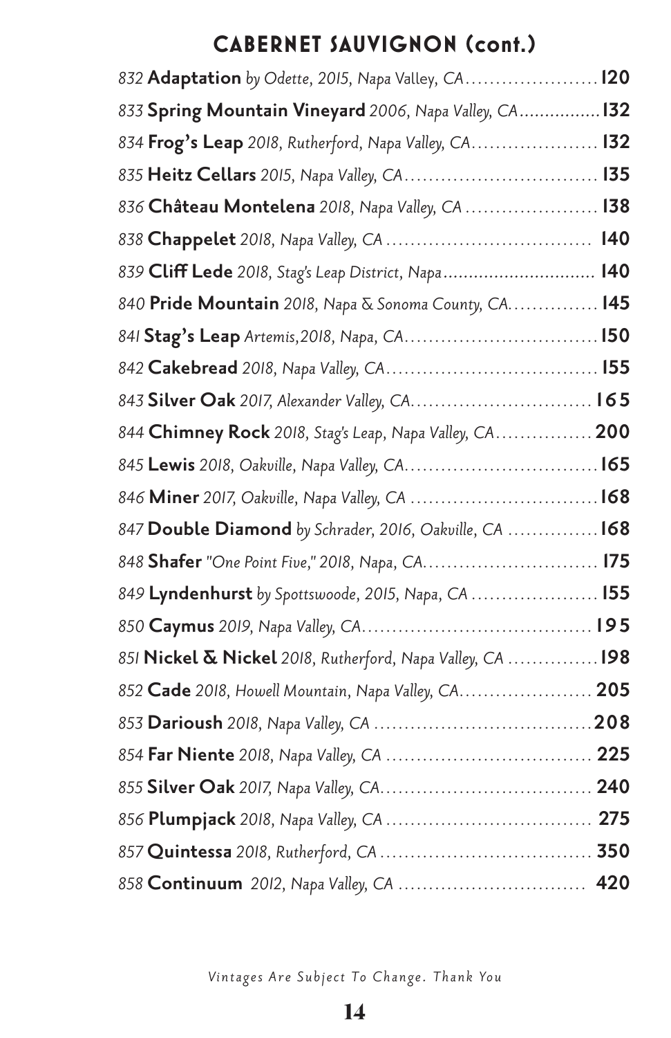## CABERNET SAUVIGNON (cont.)

832 **Adaptation** *by Odette, 2015, Napa Valley, CA* ...................... **120**

833 **Spring Mountain Vineyard** *2006, Napa Valley, CA* ................ **132**

834 **Frog's Leap** *2018, Rutherford, Napa Valley, CA* ..................... **132**

835 **Heitz Cellars** *2015, Napa Valley, CA* ................................ **135**

836 **Château Montelena** *2018, Napa Valley, CA* ...................... **138**

838 **Chappelet** *2018, Napa Valley, CA* .................................. **140**

839 **Cliff Lede** *2018, Stag's Leap District, Napa* ............................ **140**

840 **Pride Mountain** *2018, Napa & Sonoma County, CA* ............... **145**

841 **Stag's Leap** *Artemis,2018, Napa, CA* ................................ **150**

842 **Cakebread** *2018, Napa Valley, CA* .................................. **155**

843 **Silver Oak** *2017, Alexander Valley, CA* .............................. **165**

844 **Chimney Rock** *2018, Stag's Leap, Napa Valley, CA* ................ **200**

845 **Lewis** *2018, Oakville, Napa Valley, CA* ................................ **165**

846 **Miner** *2017, Oakville, Napa Valley, CA* ............................... **168**

847 **Double Diamond** *by Schrader, 2016, Oakville, CA* ............... **168**

848 **Shafer** *"One Point Five," 2018, Napa, CA* ............................. **175**

849 **Lyndenhurst** *by Spottswoode, 2015, Napa, CA* ..................... **155**

850 **Caymus** *2019, Napa Valley, CA* ...................................... **195**

851 **Nickel & Nickel** *2018, Rutherford, Napa Valley, CA* ............... **198**

852 **Cade** *2018, Howell Mountain, Napa Valley, CA* ...................... **205**

853 **Darioush** *2018, Napa Valley, CA* .................................... **208**

854 **Far Niente** *2018, Napa Valley, CA* .................................. **225**

855 **Silver Oak** *2017, Napa Valley, CA* ................................... **240**

856 **Plumpjack** *2018, Napa Valley, CA* .................................. **275**

857 **Quintessa** *2018, Rutherford, CA* .................................... **350**

858 **Continuum** *2012, Napa Valley, CA* ............................... **420**

*Vintages Are Subject To Change. Thank You*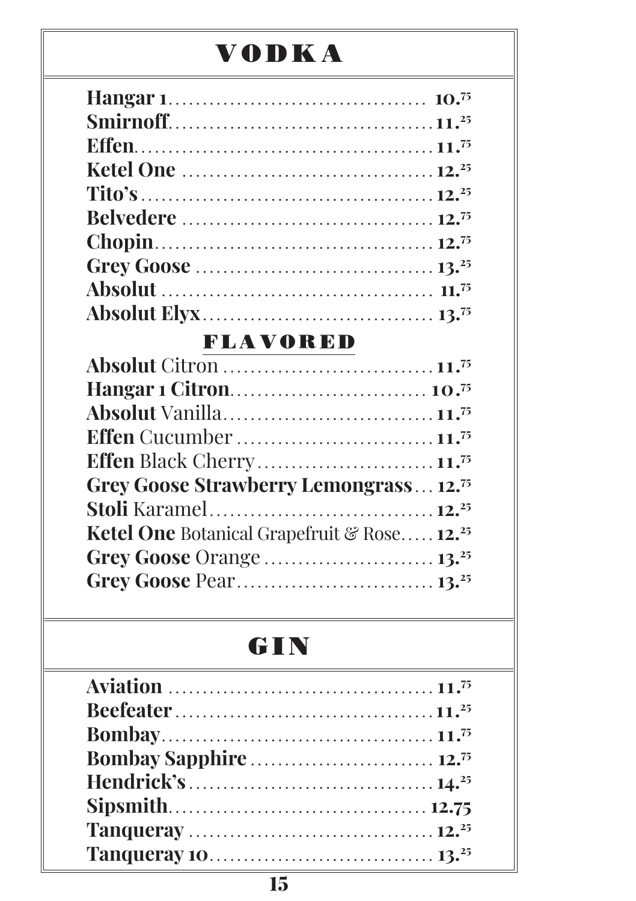# VODKA

| Item | Price |
| --- | --- |
| **Hangar 1** | 10.75 |
| **Smirnoff** | 11.25 |
| **Effen** | 11.75 |
| **Ketel One** | 12.25 |
| **Tito's** | 12.25 |
| **Belvedere** | 12.75 |
| **Chopin** | 12.75 |
| **Grey Goose** | 13.25 |
| **Absolut** | 11.75 |
| **Absolut Elyx** | 13.75 |

## FLAVORED

| Item | Price |
| --- | --- |
| **Absolut** Citron | 11.75 |
| **Hangar 1 Citron** | 10.75 |
| **Absolut** Vanilla | 11.75 |
| **Effen** Cucumber | 11.75 |
| **Effen** Black Cherry | 11.75 |
| **Grey Goose Strawberry Lemongrass** | 12.75 |
| **Stoli** Karamel | 12.25 |
| **Ketel One** Botanical Grapefruit & Rose | 12.25 |
| **Grey Goose** Orange | 13.25 |
| **Grey Goose** Pear | 13.25 |

# GIN

| Item | Price |
| --- | --- |
| **Aviation** | 11.75 |
| **Beefeater** | 11.25 |
| **Bombay** | 11.75 |
| **Bombay Sapphire** | 12.75 |
| **Hendrick's** | 14.25 |
| **Sipsmith** | 12.75 |
| **Tanqueray** | 12.25 |
| **Tanqueray 10** | 13.25 |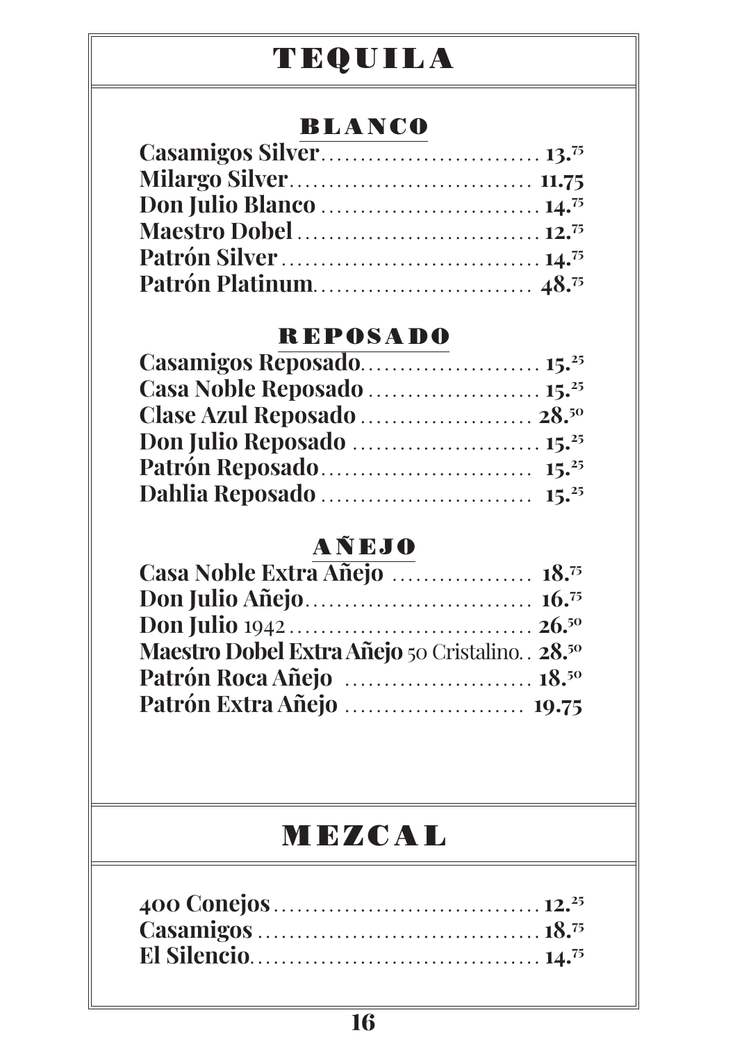# TEQUILA

## BLANCO

**Casamigos Silver**............................ **13.75**
**Milargo Silver**............................... **11.75**
**Don Julio Blanco** ............................ **14.75**
**Maestro Dobel** ............................... **12.75**
**Patrón Silver** ................................. **14.75**
**Patrón Platinum**............................ **48.75**

## REPOSADO

**Casamigos Reposado**....................... **15.25**
**Casa Noble Reposado** ..................... **15.25**
**Clase Azul Reposado** ...................... **28.50**
**Don Julio Reposado** ........................ **15.25**
**Patrón Reposado**........................... **15.25**
**Dahlia Reposado** ........................... **15.25**

## AÑEJO

**Casa Noble Extra Añejo** ................. **18.75**
**Don Julio Añejo**............................. **16.75**
**Don Julio** 1942 ............................... **26.50**
**Maestro Dobel Extra Añejo** 50 Cristalino. . **28.50**
**Patrón Roca Añejo** ........................ **18.50**
**Patrón Extra Añejo** ....................... **19.75**

# MEZCAL

**400 Conejos**.................................. **12.25**
**Casamigos** .................................... **18.75**
**El Silencio**.................................... **14.75**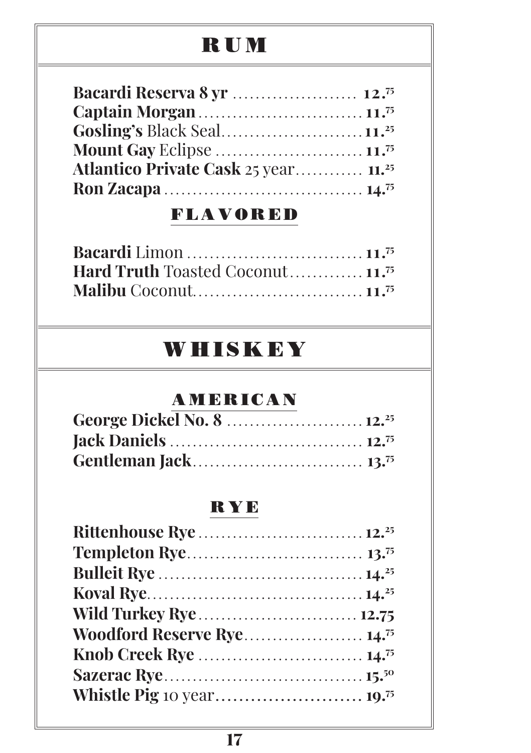# RUM

**Bacardi Reserva 8 yr** ...................... 12.75
**Captain Morgan** ............................ 11.75
**Gosling's** Black Seal......................... 11.25
**Mount Gay** Eclipse .......................... 11.75
**Atlantico Private Cask** 25 year............ 11.25
**Ron Zacapa** .................................. 14.75

## FLAVORED

**Bacardi** Limon .............................. 11.75
**Hard Truth** Toasted Coconut............ 11.75
**Malibu** Coconut............................. 11.75

# WHISKEY

## AMERICAN

**George Dickel No. 8** ....................... 12.25
**Jack Daniels** ................................. 12.75
**Gentleman Jack**............................. 13.75

## RYE

**Rittenhouse Rye** ............................ 12.25
**Templeton Rye**.............................. 13.75
**Bulleit Rye** ................................... 14.25
**Koval Rye**..................................... 14.25
**Wild Turkey Rye**........................... 12.75
**Woodford Reserve Rye**.................... 14.75
**Knob Creek Rye** ............................ 14.75
**Sazerac Rye**.................................. 15.50
**Whistle Pig** 10 year........................ 19.75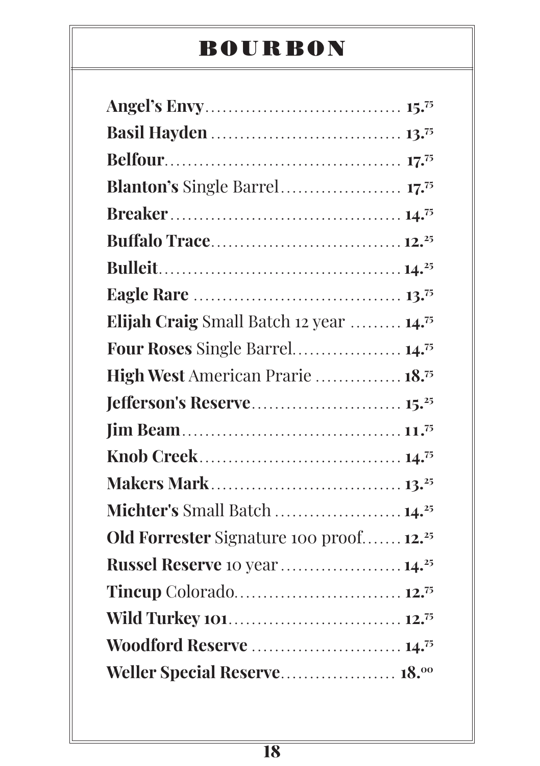# BOURBON

**Angel's Envy**.................................. 15.75
**Basil Hayden**................................. 13.75
**Belfour**......................................... 17.75
**Blanton's** Single Barrel..................... 17.75
**Breaker**........................................ 14.75
**Buffalo Trace**................................. 12.25
**Bulleit**........................................... 14.25
**Eagle Rare**.................................... 13.75
**Elijah Craig** Small Batch 12 year ......... 14.75
**Four Roses** Single Barrel................... 14.75
**High West** American Prarie ............... 18.75
**Jefferson's Reserve**.......................... 15.25
**Jim Beam**...................................... 11.75
**Knob Creek**.................................... 14.75
**Makers Mark**.................................. 13.25
**Michter's** Small Batch ...................... 14.25
**Old Forrester** Signature 100 proof....... 12.25
**Russel Reserve** 10 year..................... 14.25
**Tincup** Colorado............................. 12.75
**Wild Turkey 101**.............................. 12.75
**Woodford Reserve** .......................... 14.75
**Weller Special Reserve**.................... 18.00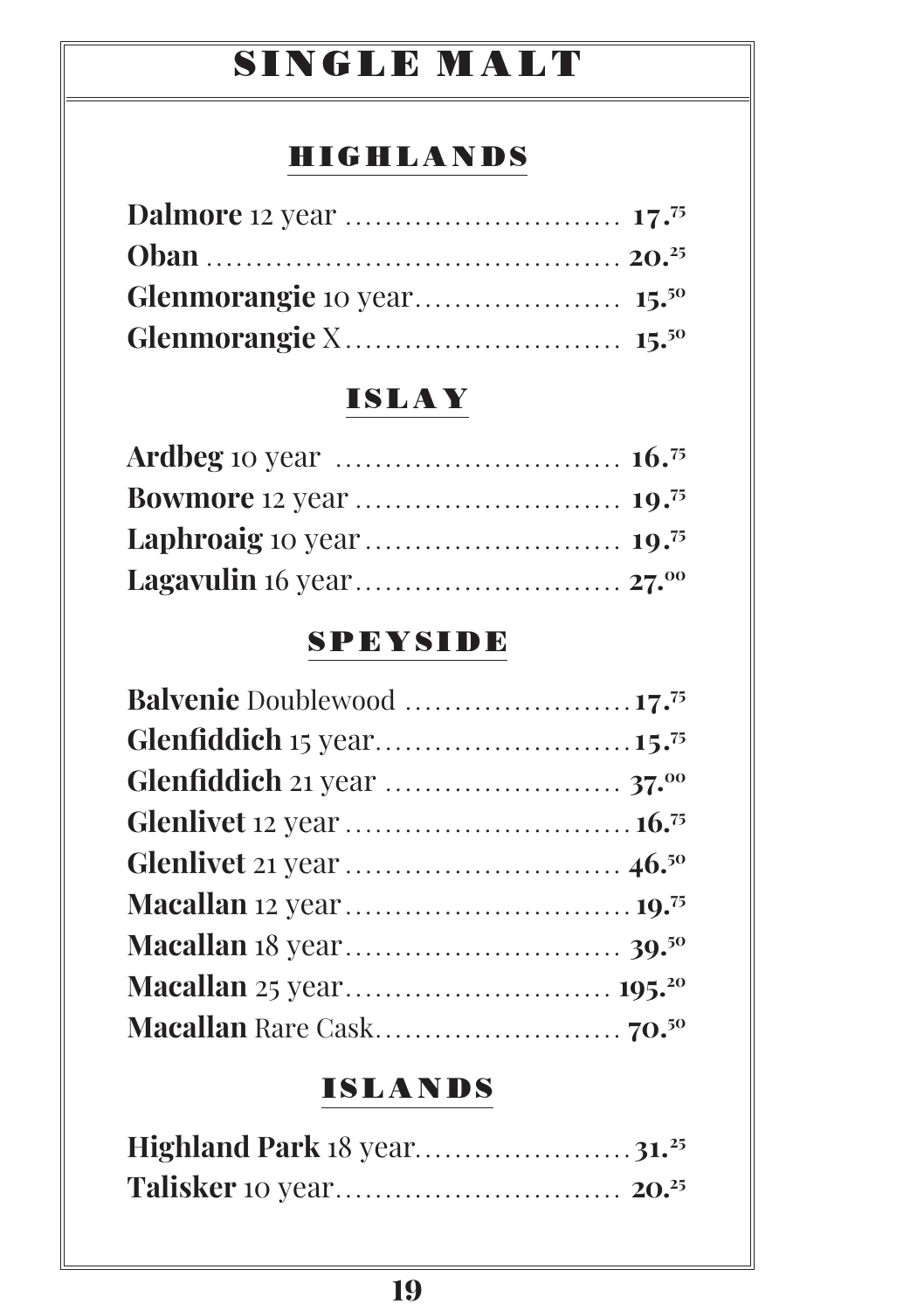# SINGLE MALT

## HIGHLANDS

**Dalmore** 12 year ........................... **17.75**
**Oban** ........................................... **20.25**
**Glenmorangie** 10 year..................... **15.50**
**Glenmorangie** X........................... **15.50**

## ISLAY

**Ardbeg** 10 year ........................... **16.75**
**Bowmore** 12 year .......................... **19.75**
**Laphroaig** 10 year ......................... **19.75**
**Lagavulin** 16 year.......................... **27.00**

## SPEYSIDE

**Balvenie** Doublewood ...................... **17.75**
**Glenfiddich** 15 year......................... **15.75**
**Glenfiddich** 21 year ....................... **37.00**
**Glenlivet** 12 year ........................... **16.75**
**Glenlivet** 21 year ........................... **46.50**
**Macallan** 12 year............................ **19.75**
**Macallan** 18 year........................... **39.50**
**Macallan** 25 year.......................... **195.20**
**Macallan** Rare Cask......................... **70.50**

## ISLANDS

**Highland Park** 18 year...................... **31.25**
**Talisker** 10 year............................ **20.25**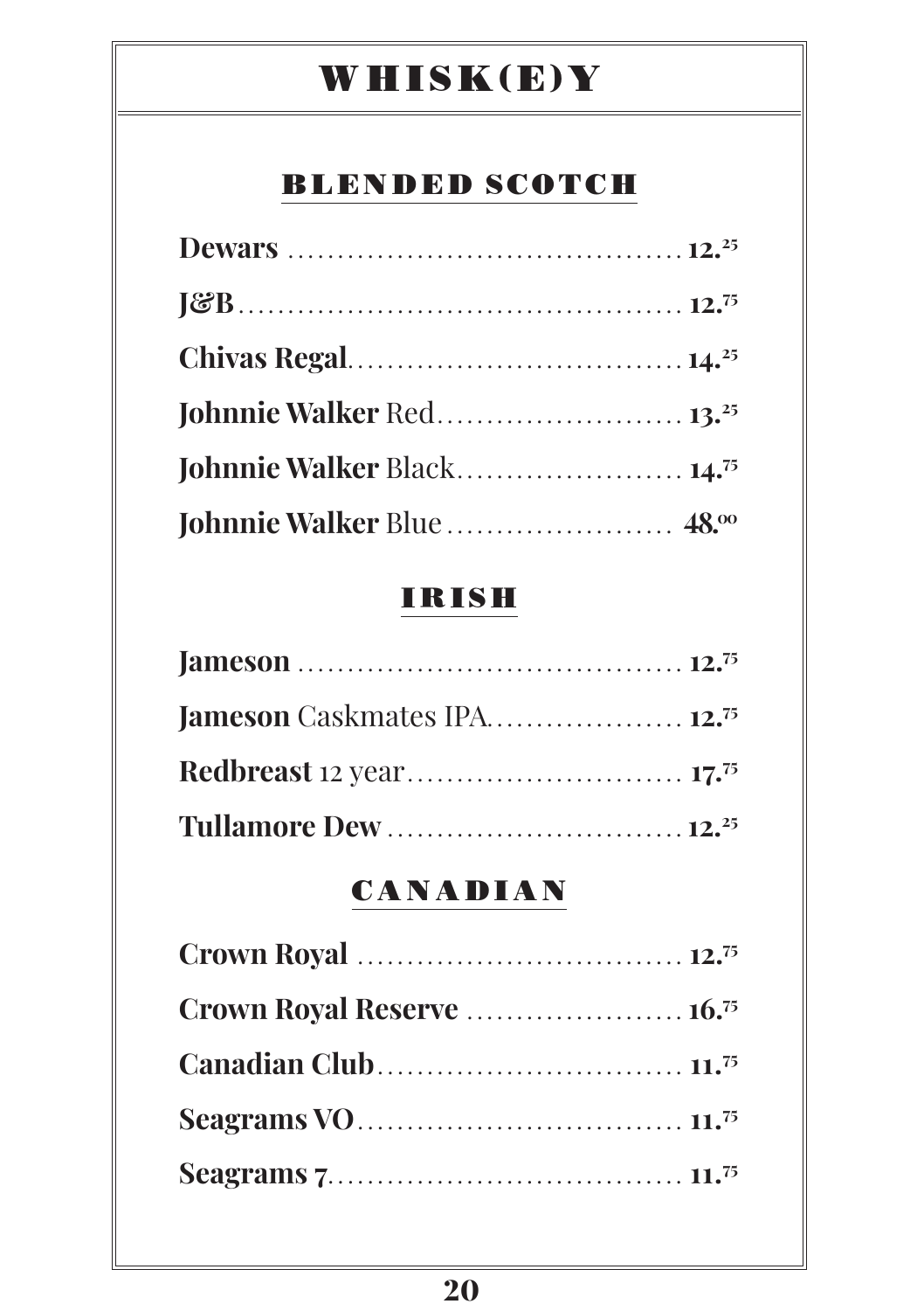# WHISK(E)Y

## BLENDED SCOTCH

**Dewars** ........ 12.25

**J&B** ........ 12.75

**Chivas Regal** ........ 14.25

**Johnnie Walker** Red ........ 13.25

**Johnnie Walker** Black ........ 14.75

**Johnnie Walker** Blue ........ 48.00

## IRISH

**Jameson** ........ 12.75

**Jameson** Caskmates IPA ........ 12.75

**Redbreast** 12 year ........ 17.75

**Tullamore Dew** ........ 12.25

## CANADIAN

**Crown Royal** ........ 12.75

**Crown Royal Reserve** ........ 16.75

**Canadian Club** ........ 11.75

**Seagrams VO** ........ 11.75

**Seagrams 7** ........ 11.75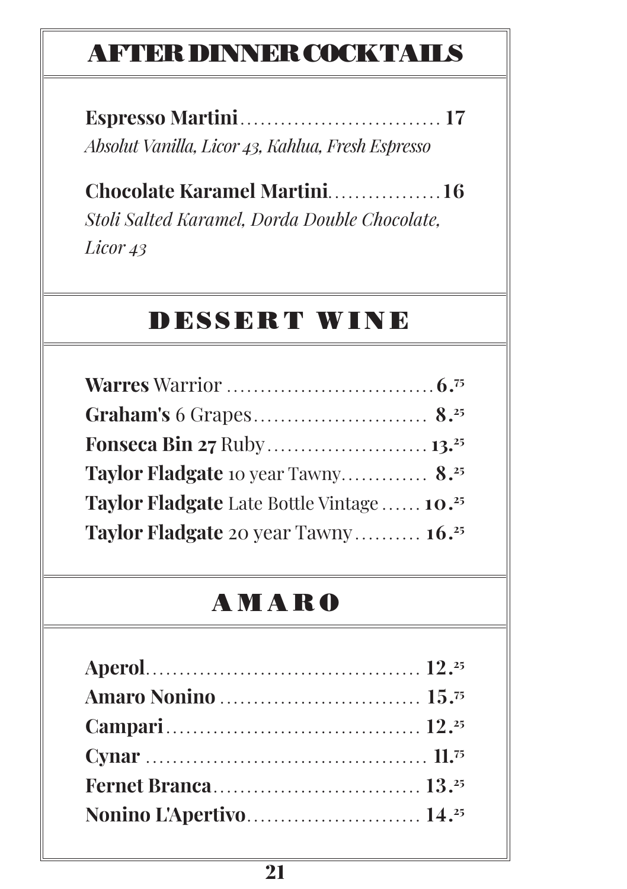## AFTER DINNER COCKTAILS

**Espresso Martini** .............................. **17**
*Absolut Vanilla, Licor 43, Kahlua, Fresh Espresso*

**Chocolate Karamel Martini** ................. **16**
*Stoli Salted Karamel, Dorda Double Chocolate, Licor 43*

## DESSERT WINE

**Warres** Warrior ............................... **6.75**
**Graham's** 6 Grapes .......................... **8.25**
**Fonseca Bin 27** Ruby ........................ **13.25**
**Taylor Fladgate** 10 year Tawny ............. **8.25**
**Taylor Fladgate** Late Bottle Vintage ...... **10.25**
**Taylor Fladgate** 20 year Tawny .......... **16.25**

## AMARO

**Aperol** ........................................ **12.25**
**Amaro Nonino** ............................. **15.75**
**Campari** ..................................... **12.25**
**Cynar** ......................................... **11.75**
**Fernet Branca** .............................. **13.25**
**Nonino L'Apertivo** ......................... **14.25**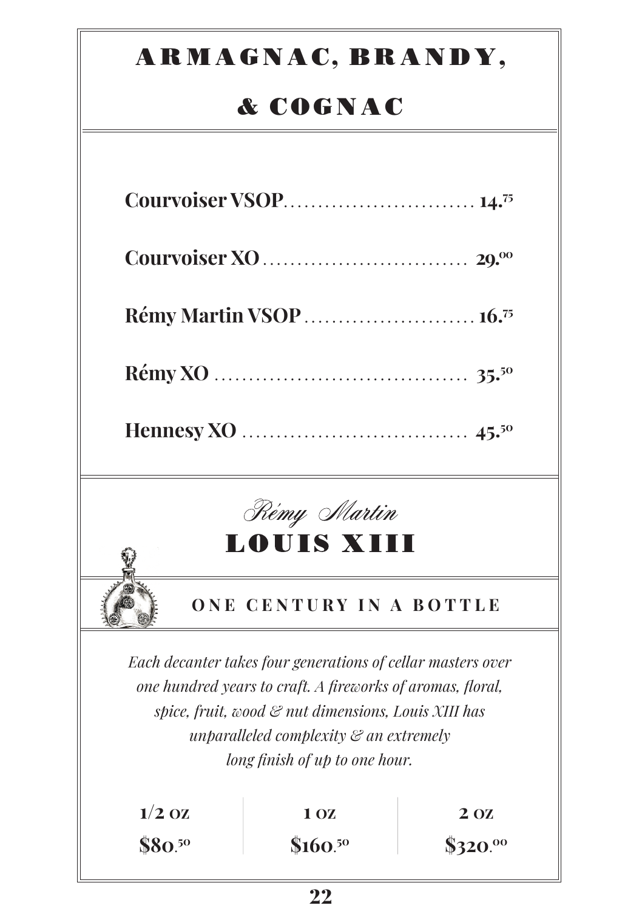# ARMAGNAC, BRANDY, & COGNAC

**Courvoiser VSOP** ............................ **14.75**

**Courvoiser XO** .............................. **29.00**

**Rémy Martin VSOP** ......................... **16.75**

**Rémy XO** .................................... **35.50**

**Hennesy XO** ................................ **45.50**

## *Rémy Martin* LOUIS XIII

### ONE CENTURY IN A BOTTLE

*Each decanter takes four generations of cellar masters over one hundred years to craft. A fireworks of aromas, floral, spice, fruit, wood & nut dimensions, Louis XIII has unparalleled complexity & an extremely long finish of up to one hour.*

| 1/2 OZ | 1 OZ | 2 OZ |
|---|---|---|
| $80.50 | $160.50 | $320.00 |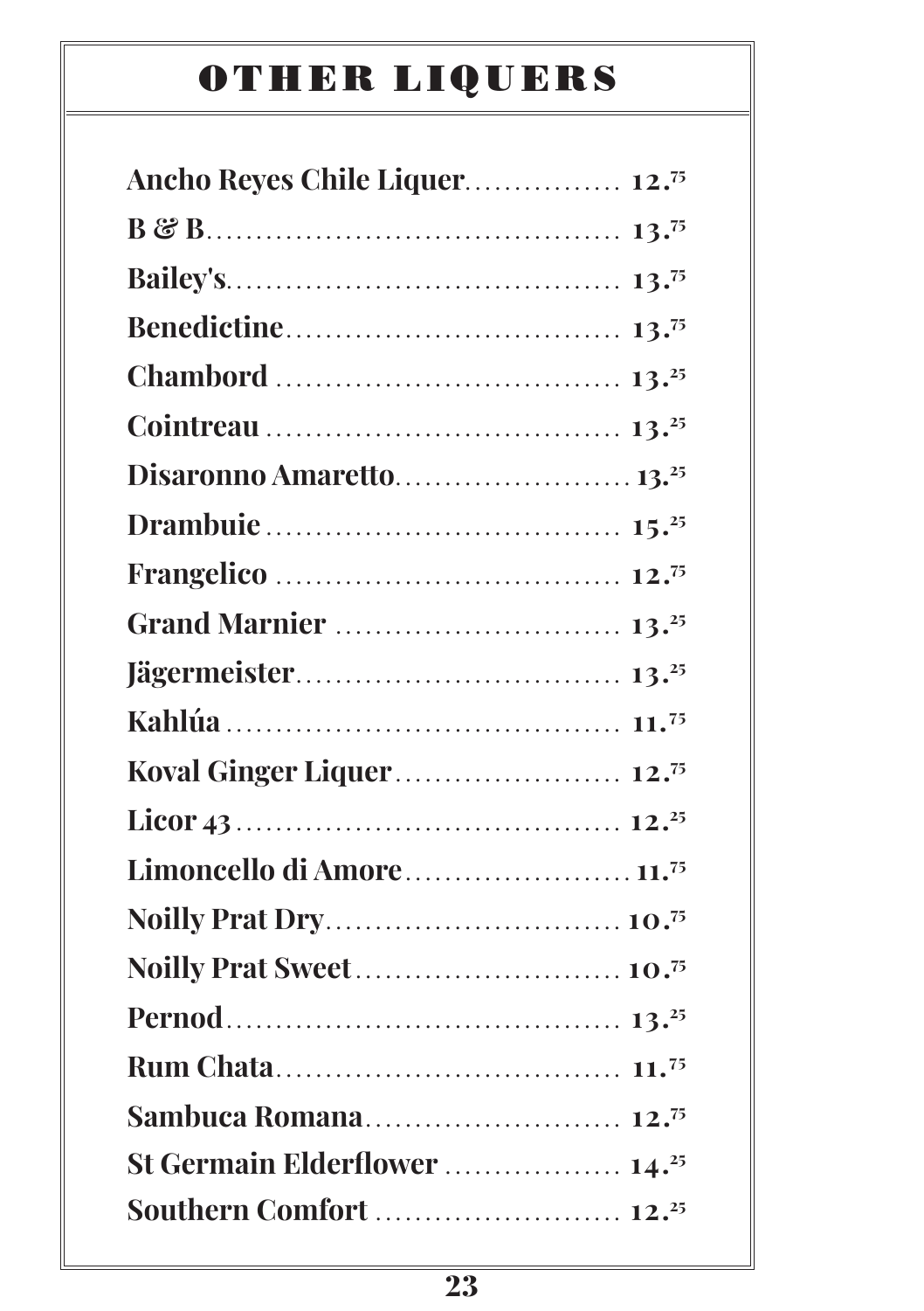# OTHER LIQUERS

| | |
|---|---|
| **Ancho Reyes Chile Liquer** | **12.75** |
| **B & B** | **13.75** |
| **Bailey's** | **13.75** |
| **Benedictine** | **13.75** |
| **Chambord** | **13.25** |
| **Cointreau** | **13.25** |
| **Disaronno Amaretto** | **13.25** |
| **Drambuie** | **15.25** |
| **Frangelico** | **12.75** |
| **Grand Marnier** | **13.25** |
| **Jägermeister** | **13.25** |
| **Kahlúa** | **11.75** |
| **Koval Ginger Liquer** | **12.75** |
| **Licor 43** | **12.25** |
| **Limoncello di Amore** | **11.75** |
| **Noilly Prat Dry** | **10.75** |
| **Noilly Prat Sweet** | **10.75** |
| **Pernod** | **13.25** |
| **Rum Chata** | **11.75** |
| **Sambuca Romana** | **12.75** |
| **St Germain Elderflower** | **14.25** |
| **Southern Comfort** | **12.25** |